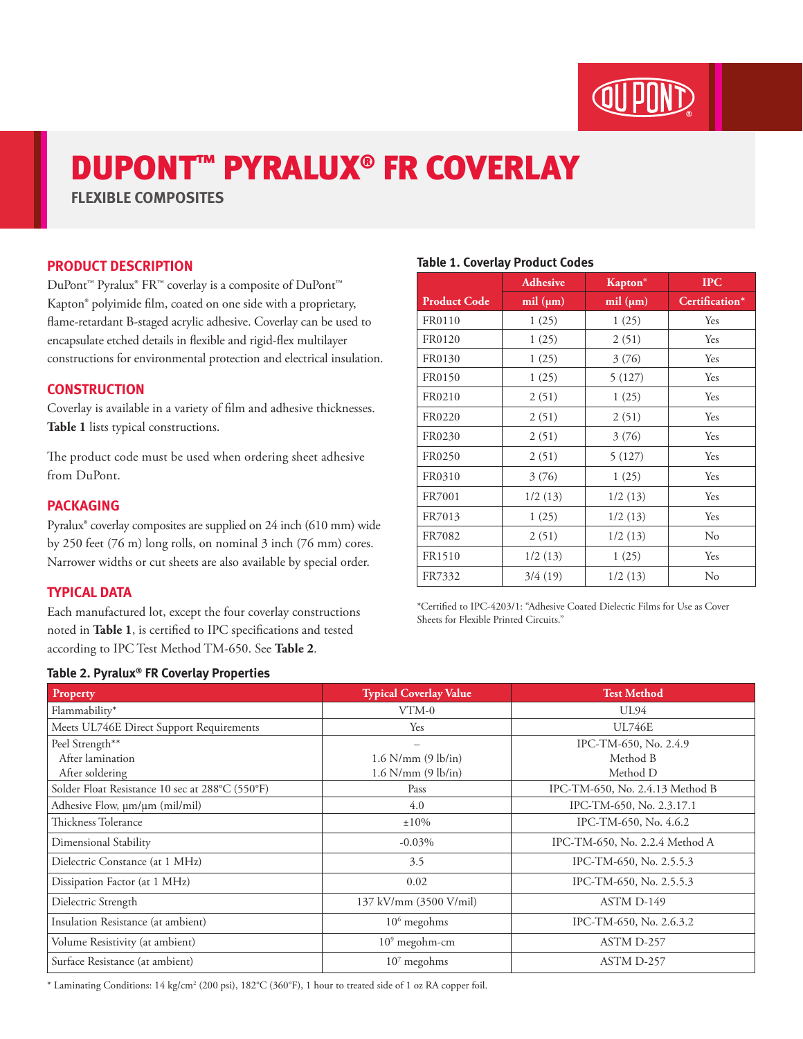# DUPONT™ PYRALUX® FR COVERLAY

**FLEXIBLE COMPOSITES**

## PRODUCT DESCRIPTION

DuPont™ Pyralux® FR™ coverlay is a composite of DuPont™ Kapton® polyimide film, coated on one side with a proprietary, flame-retardant B-staged acrylic adhesive. Coverlay can be used to encapsulate etched details in flexible and rigid-flex multilayer constructions for environmental protection and electrical insulation.

## CONSTRUCTION

Coverlay is available in a variety of film and adhesive thicknesses. **Table 1** lists typical constructions.

The product code must be used when ordering sheet adhesive from DuPont.

## PACKAGING

Pyralux® coverlay composites are supplied on 24 inch (610 mm) wide by 250 feet (76 m) long rolls, on nominal 3 inch (76 mm) cores. Narrower widths or cut sheets are also available by special order.

## TYPICAL DATA

Each manufactured lot, except the four coverlay constructions noted in **Table 1**, is certified to IPC specifications and tested according to IPC Test Method TM-650. See **Table 2**.

**Table 1. Coverlay Product Codes**

| Product Code | Adhesive mil (µm) | Kapton® mil (µm) | IPC Certification* |
|---|---|---|---|
| FR0110 | 1 (25) | 1 (25) | Yes |
| FR0120 | 1 (25) | 2 (51) | Yes |
| FR0130 | 1 (25) | 3 (76) | Yes |
| FR0150 | 1 (25) | 5 (127) | Yes |
| FR0210 | 2 (51) | 1 (25) | Yes |
| FR0220 | 2 (51) | 2 (51) | Yes |
| FR0230 | 2 (51) | 3 (76) | Yes |
| FR0250 | 2 (51) | 5 (127) | Yes |
| FR0310 | 3 (76) | 1 (25) | Yes |
| FR7001 | 1/2 (13) | 1/2 (13) | Yes |
| FR7013 | 1 (25) | 1/2 (13) | Yes |
| FR7082 | 2 (51) | 1/2 (13) | No |
| FR1510 | 1/2 (13) | 1 (25) | Yes |
| FR7332 | 3/4 (19) | 1/2 (13) | No |

*Certified to IPC-4203/1: "Adhesive Coated Dielectric Films for Use as Cover Sheets for Flexible Printed Circuits."

**Table 2. Pyralux® FR Coverlay Properties**

| Property | Typical Coverlay Value | Test Method |
|---|---|---|
| Flammability* | VTM-0 | UL94 |
| Meets UL746E Direct Support Requirements | Yes | UL746E |
| Peel Strength** | – | IPC-TM-650, No. 2.4.9 |
| After lamination | 1.6 N/mm (9 lb/in) | Method B |
| After soldering | 1.6 N/mm (9 lb/in) | Method D |
| Solder Float Resistance 10 sec at 288°C (550°F) | Pass | IPC-TM-650, No. 2.4.13 Method B |
| Adhesive Flow, µm/µm (mil/mil) | 4.0 | IPC-TM-650, No. 2.3.17.1 |
| Thickness Tolerance | ±10% | IPC-TM-650, No. 4.6.2 |
| Dimensional Stability | -0.03% | IPC-TM-650, No. 2.2.4 Method A |
| Dielectric Constance (at 1 MHz) | 3.5 | IPC-TM-650, No. 2.5.5.3 |
| Dissipation Factor (at 1 MHz) | 0.02 | IPC-TM-650, No. 2.5.5.3 |
| Dielectric Strength | 137 kV/mm (3500 V/mil) | ASTM D-149 |
| Insulation Resistance (at ambient) | $10^6$ megohms | IPC-TM-650, No. 2.6.3.2 |
| Volume Resistivity (at ambient) | $10^9$ megohm-cm | ASTM D-257 |
| Surface Resistance (at ambient) | $10^7$ megohms | ASTM D-257 |

* Laminating Conditions: 14 kg/cm² (200 psi), 182°C (360°F), 1 hour to treated side of 1 oz RA copper foil.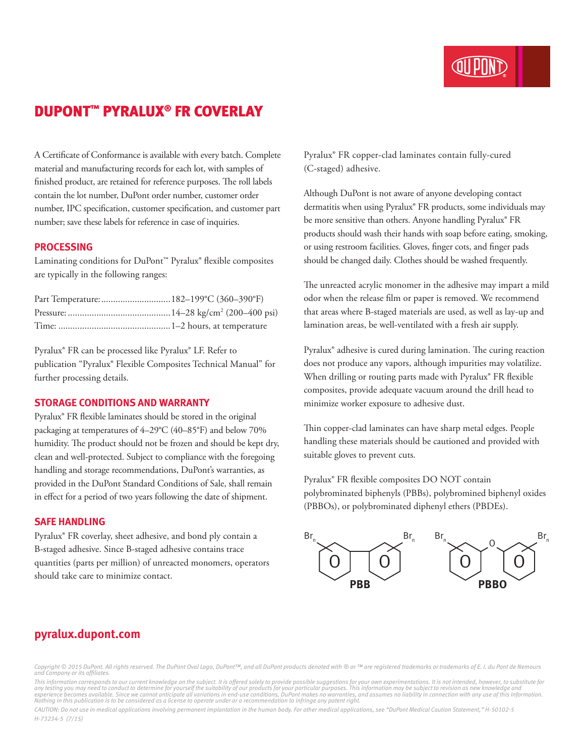# DUPONT™ PYRALUX® FR COVERLAY

A Certificate of Conformance is available with every batch. Complete material and manufacturing records for each lot, with samples of finished product, are retained for reference purposes. The roll labels contain the lot number, DuPont order number, customer order number, IPC specification, customer specification, and customer part number; save these labels for reference in case of inquiries.

## PROCESSING

Laminating conditions for DuPont™ Pyralux® flexible composites are typically in the following ranges:

Part Temperature: 182–199°C (360–390°F)
Pressure: 14–28 kg/cm² (200–400 psi)
Time: 1–2 hours, at temperature

Pyralux® FR can be processed like Pyralux® LF. Refer to publication "Pyralux® Flexible Composites Technical Manual" for further processing details.

## STORAGE CONDITIONS AND WARRANTY

Pyralux® FR flexible laminates should be stored in the original packaging at temperatures of 4–29°C (40–85°F) and below 70% humidity. The product should not be frozen and should be kept dry, clean and well-protected. Subject to compliance with the foregoing handling and storage recommendations, DuPont's warranties, as provided in the DuPont Standard Conditions of Sale, shall remain in effect for a period of two years following the date of shipment.

## SAFE HANDLING

Pyralux® FR coverlay, sheet adhesive, and bond ply contain a B-staged adhesive. Since B-staged adhesive contains trace quantities (parts per million) of unreacted monomers, operators should take care to minimize contact.

Pyralux® FR copper-clad laminates contain fully-cured (C-staged) adhesive.

Although DuPont is not aware of anyone developing contact dermatitis when using Pyralux® FR products, some individuals may be more sensitive than others. Anyone handling Pyralux® FR products should wash their hands with soap before eating, smoking, or using restroom facilities. Gloves, finger cots, and finger pads should be changed daily. Clothes should be washed frequently.

The unreacted acrylic monomer in the adhesive may impart a mild odor when the release film or paper is removed. We recommend that areas where B-staged materials are used, as well as lay-up and lamination areas, be well-ventilated with a fresh air supply.

Pyralux® adhesive is cured during lamination. The curing reaction does not produce any vapors, although impurities may volatilize. When drilling or routing parts made with Pyralux® FR flexible composites, provide adequate vacuum around the drill head to minimize worker exposure to adhesive dust.

Thin copper-clad laminates can have sharp metal edges. People handling these materials should be cautioned and provided with suitable gloves to prevent cuts.

Pyralux® FR flexible composites DO NOT contain polybrominated biphenyls (PBBs), polybromined biphenyl oxides (PBBOs), or polybrominated diphenyl ethers (PBDEs).

$Br_n$ $Br_n$
PBB

$Br_n$ O $Br_n$
PBBO

**pyralux.dupont.com**

*Copyright © 2015 DuPont. All rights reserved. The DuPont Oval Logo, DuPont™, and all DuPont products denoted with ® or ™ are registered trademarks or trademarks of E. I. du Pont de Nemours and Company or its affiliates.*

*This information corresponds to our current knowledge on the subject. It is offered solely to provide possible suggestions for your own experimentations. It is not intended, however, to substitute for any testing you may need to conduct to determine for yourself the suitability of our products for your particular purposes. This information may be subject to revision as new knowledge and experience becomes available. Since we cannot anticipate all variations in end-use conditions, DuPont makes no warranties, and assumes no liability in connection with any use of this information. Nothing in this publication is to be considered as a license to operate under or a recommendation to infringe any patent right.*

*CAUTION: Do not use in medical applications involving permanent implantation in the human body. For other medical applications, see "DuPont Medical Caution Statement," H-50102-5*

*H-73234-5 (7/15)*